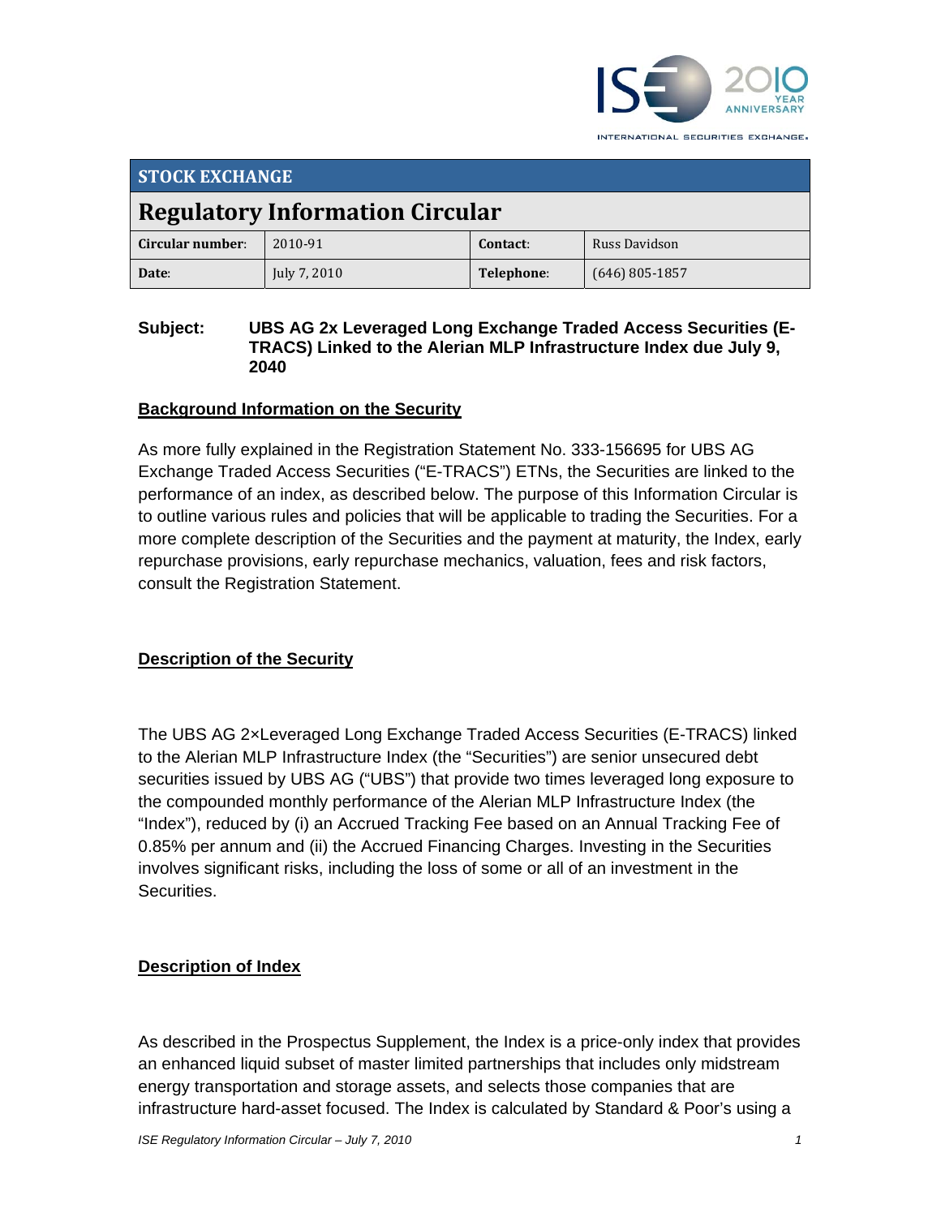## STOCK EXCHANGE

# Regulatory Information Circular

| Circular number: | 2010-91 | Contact: | Russ Davidson |
|---|---|---|---|
| Date: | July 7, 2010 | Telephone: | (646) 805-1857 |

**Subject: UBS AG 2x Leveraged Long Exchange Traded Access Securities (E-TRACS) Linked to the Alerian MLP Infrastructure Index due July 9, 2040**

## Background Information on the Security

As more fully explained in the Registration Statement No. 333-156695 for UBS AG Exchange Traded Access Securities ("E-TRACS") ETNs, the Securities are linked to the performance of an index, as described below. The purpose of this Information Circular is to outline various rules and policies that will be applicable to trading the Securities. For a more complete description of the Securities and the payment at maturity, the Index, early repurchase provisions, early repurchase mechanics, valuation, fees and risk factors, consult the Registration Statement.

## Description of the Security

The UBS AG 2×Leveraged Long Exchange Traded Access Securities (E-TRACS) linked to the Alerian MLP Infrastructure Index (the "Securities") are senior unsecured debt securities issued by UBS AG ("UBS") that provide two times leveraged long exposure to the compounded monthly performance of the Alerian MLP Infrastructure Index (the "Index"), reduced by (i) an Accrued Tracking Fee based on an Annual Tracking Fee of 0.85% per annum and (ii) the Accrued Financing Charges. Investing in the Securities involves significant risks, including the loss of some or all of an investment in the Securities.

## Description of Index

As described in the Prospectus Supplement, the Index is a price-only index that provides an enhanced liquid subset of master limited partnerships that includes only midstream energy transportation and storage assets, and selects those companies that are infrastructure hard-asset focused. The Index is calculated by Standard & Poor's using a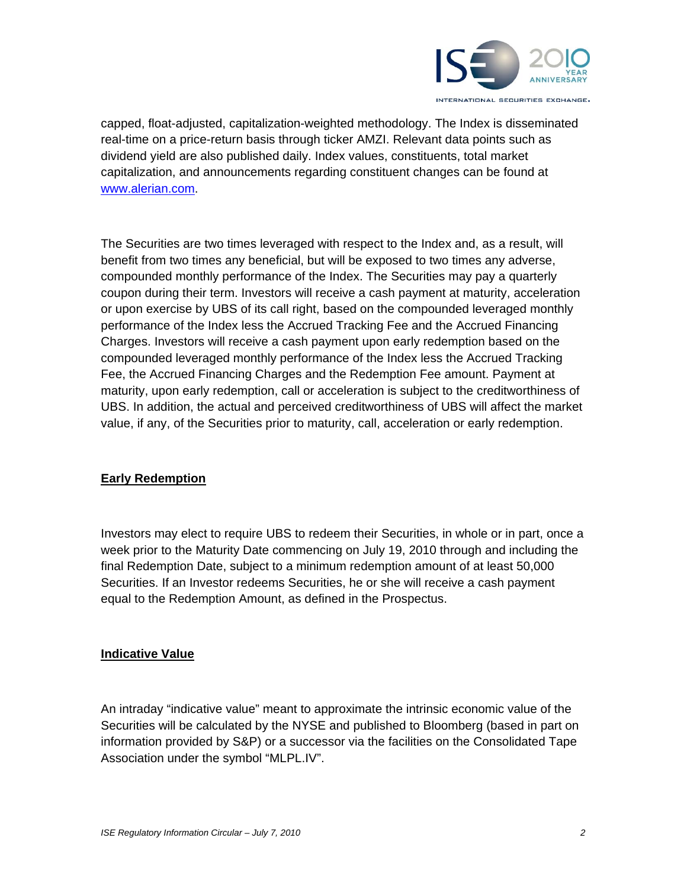capped, float-adjusted, capitalization-weighted methodology. The Index is disseminated real-time on a price-return basis through ticker AMZI. Relevant data points such as dividend yield are also published daily. Index values, constituents, total market capitalization, and announcements regarding constituent changes can be found at [www.alerian.com](http://www.alerian.com).

The Securities are two times leveraged with respect to the Index and, as a result, will benefit from two times any beneficial, but will be exposed to two times any adverse, compounded monthly performance of the Index. The Securities may pay a quarterly coupon during their term. Investors will receive a cash payment at maturity, acceleration or upon exercise by UBS of its call right, based on the compounded leveraged monthly performance of the Index less the Accrued Tracking Fee and the Accrued Financing Charges. Investors will receive a cash payment upon early redemption based on the compounded leveraged monthly performance of the Index less the Accrued Tracking Fee, the Accrued Financing Charges and the Redemption Fee amount. Payment at maturity, upon early redemption, call or acceleration is subject to the creditworthiness of UBS. In addition, the actual and perceived creditworthiness of UBS will affect the market value, if any, of the Securities prior to maturity, call, acceleration or early redemption.

**Early Redemption**

Investors may elect to require UBS to redeem their Securities, in whole or in part, once a week prior to the Maturity Date commencing on July 19, 2010 through and including the final Redemption Date, subject to a minimum redemption amount of at least 50,000 Securities. If an Investor redeems Securities, he or she will receive a cash payment equal to the Redemption Amount, as defined in the Prospectus.

**Indicative Value**

An intraday "indicative value" meant to approximate the intrinsic economic value of the Securities will be calculated by the NYSE and published to Bloomberg (based in part on information provided by S&P) or a successor via the facilities on the Consolidated Tape Association under the symbol "MLPL.IV".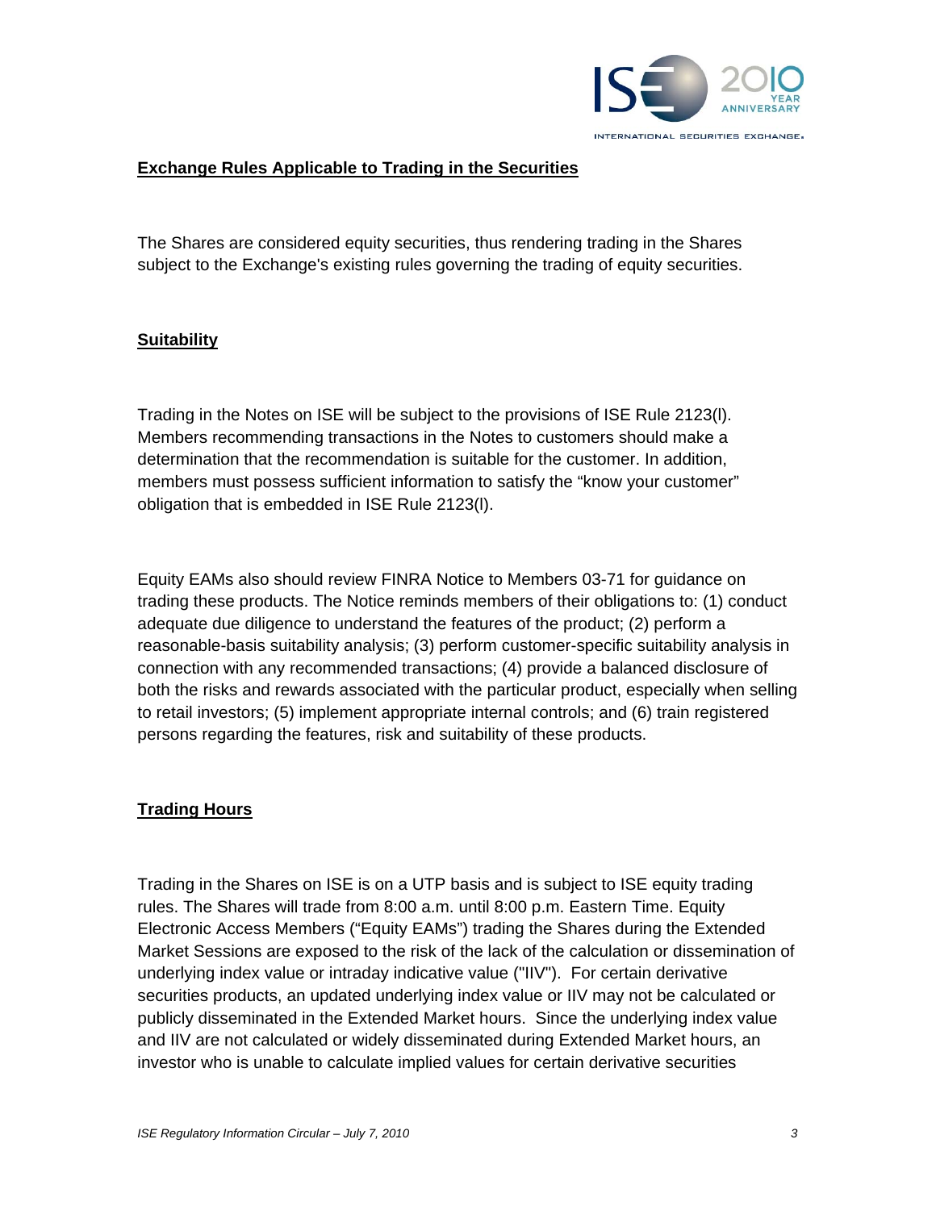**Exchange Rules Applicable to Trading in the Securities**

The Shares are considered equity securities, thus rendering trading in the Shares subject to the Exchange's existing rules governing the trading of equity securities.

**Suitability**

Trading in the Notes on ISE will be subject to the provisions of ISE Rule 2123(l). Members recommending transactions in the Notes to customers should make a determination that the recommendation is suitable for the customer. In addition, members must possess sufficient information to satisfy the "know your customer" obligation that is embedded in ISE Rule 2123(l).

Equity EAMs also should review FINRA Notice to Members 03-71 for guidance on trading these products. The Notice reminds members of their obligations to: (1) conduct adequate due diligence to understand the features of the product; (2) perform a reasonable-basis suitability analysis; (3) perform customer-specific suitability analysis in connection with any recommended transactions; (4) provide a balanced disclosure of both the risks and rewards associated with the particular product, especially when selling to retail investors; (5) implement appropriate internal controls; and (6) train registered persons regarding the features, risk and suitability of these products.

**Trading Hours**

Trading in the Shares on ISE is on a UTP basis and is subject to ISE equity trading rules. The Shares will trade from 8:00 a.m. until 8:00 p.m. Eastern Time. Equity Electronic Access Members ("Equity EAMs") trading the Shares during the Extended Market Sessions are exposed to the risk of the lack of the calculation or dissemination of underlying index value or intraday indicative value ("IIV"). For certain derivative securities products, an updated underlying index value or IIV may not be calculated or publicly disseminated in the Extended Market hours. Since the underlying index value and IIV are not calculated or widely disseminated during Extended Market hours, an investor who is unable to calculate implied values for certain derivative securities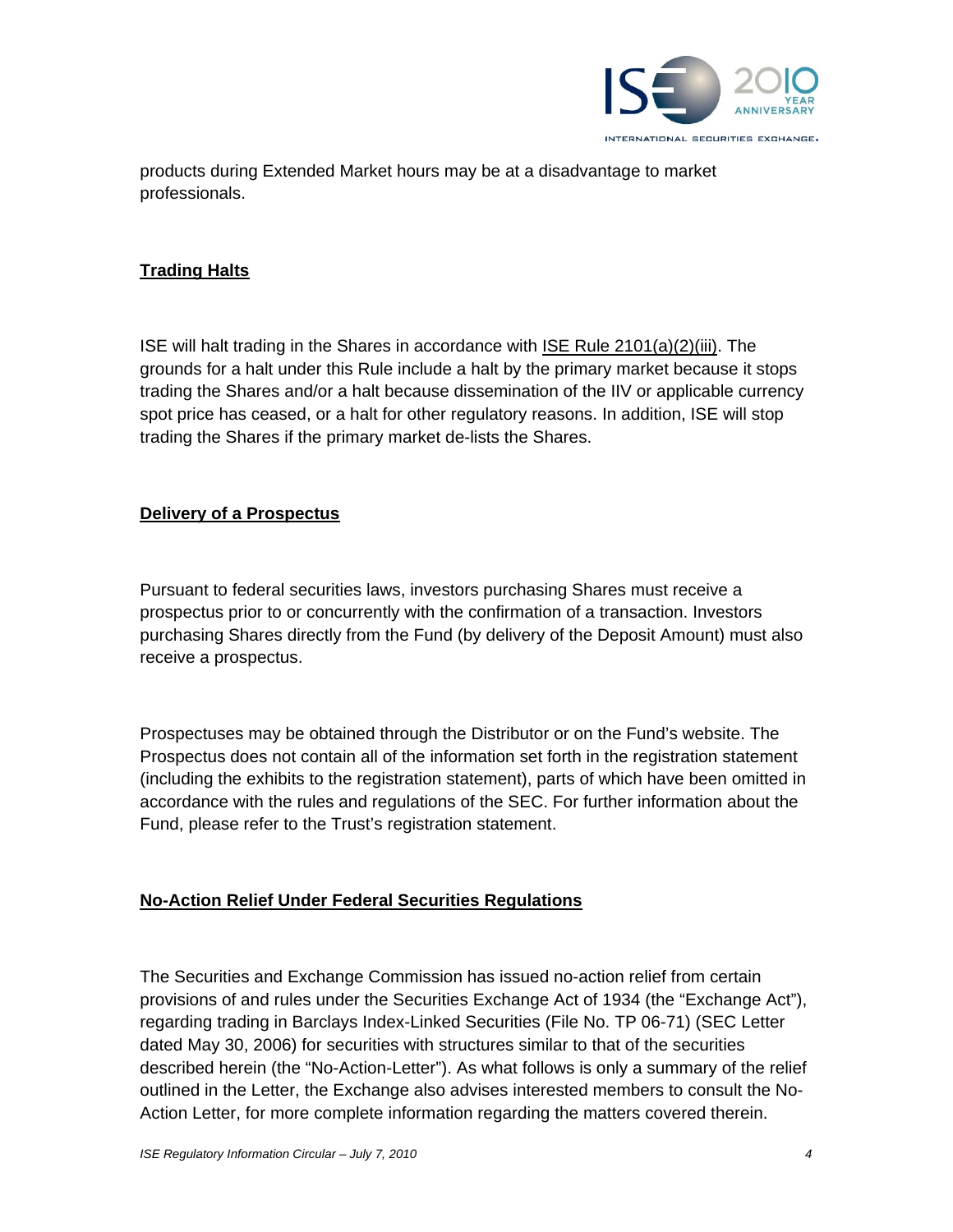products during Extended Market hours may be at a disadvantage to market professionals.

## Trading Halts

ISE will halt trading in the Shares in accordance with ISE Rule 2101(a)(2)(iii). The grounds for a halt under this Rule include a halt by the primary market because it stops trading the Shares and/or a halt because dissemination of the IIV or applicable currency spot price has ceased, or a halt for other regulatory reasons. In addition, ISE will stop trading the Shares if the primary market de-lists the Shares.

## Delivery of a Prospectus

Pursuant to federal securities laws, investors purchasing Shares must receive a prospectus prior to or concurrently with the confirmation of a transaction. Investors purchasing Shares directly from the Fund (by delivery of the Deposit Amount) must also receive a prospectus.

Prospectuses may be obtained through the Distributor or on the Fund's website. The Prospectus does not contain all of the information set forth in the registration statement (including the exhibits to the registration statement), parts of which have been omitted in accordance with the rules and regulations of the SEC. For further information about the Fund, please refer to the Trust's registration statement.

## No-Action Relief Under Federal Securities Regulations

The Securities and Exchange Commission has issued no-action relief from certain provisions of and rules under the Securities Exchange Act of 1934 (the "Exchange Act"), regarding trading in Barclays Index-Linked Securities (File No. TP 06-71) (SEC Letter dated May 30, 2006) for securities with structures similar to that of the securities described herein (the "No-Action-Letter"). As what follows is only a summary of the relief outlined in the Letter, the Exchange also advises interested members to consult the No-Action Letter, for more complete information regarding the matters covered therein.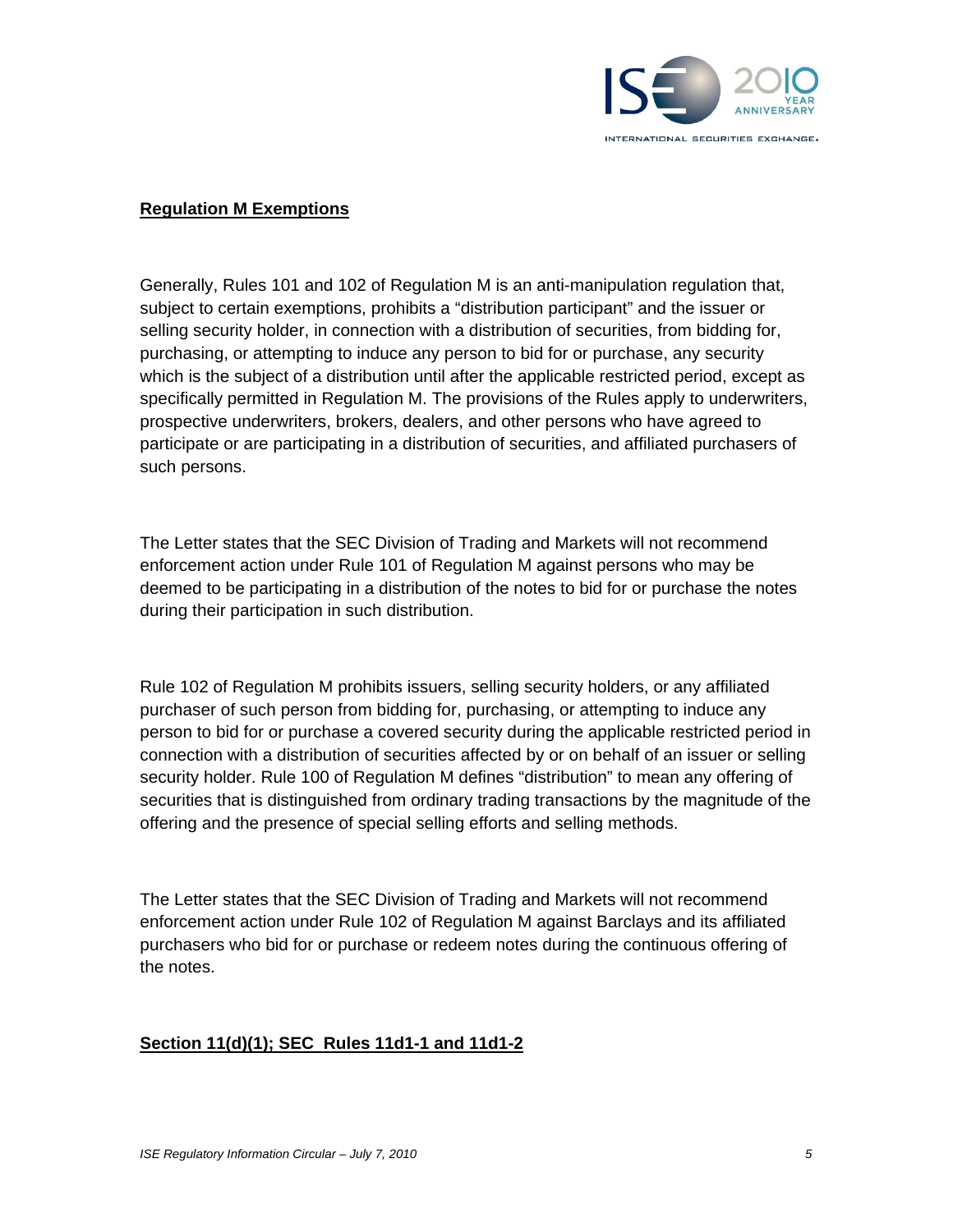**Regulation M Exemptions**

Generally, Rules 101 and 102 of Regulation M is an anti-manipulation regulation that, subject to certain exemptions, prohibits a "distribution participant" and the issuer or selling security holder, in connection with a distribution of securities, from bidding for, purchasing, or attempting to induce any person to bid for or purchase, any security which is the subject of a distribution until after the applicable restricted period, except as specifically permitted in Regulation M. The provisions of the Rules apply to underwriters, prospective underwriters, brokers, dealers, and other persons who have agreed to participate or are participating in a distribution of securities, and affiliated purchasers of such persons.

The Letter states that the SEC Division of Trading and Markets will not recommend enforcement action under Rule 101 of Regulation M against persons who may be deemed to be participating in a distribution of the notes to bid for or purchase the notes during their participation in such distribution.

Rule 102 of Regulation M prohibits issuers, selling security holders, or any affiliated purchaser of such person from bidding for, purchasing, or attempting to induce any person to bid for or purchase a covered security during the applicable restricted period in connection with a distribution of securities affected by or on behalf of an issuer or selling security holder. Rule 100 of Regulation M defines "distribution" to mean any offering of securities that is distinguished from ordinary trading transactions by the magnitude of the offering and the presence of special selling efforts and selling methods.

The Letter states that the SEC Division of Trading and Markets will not recommend enforcement action under Rule 102 of Regulation M against Barclays and its affiliated purchasers who bid for or purchase or redeem notes during the continuous offering of the notes.

**Section 11(d)(1); SEC Rules 11d1-1 and 11d1-2**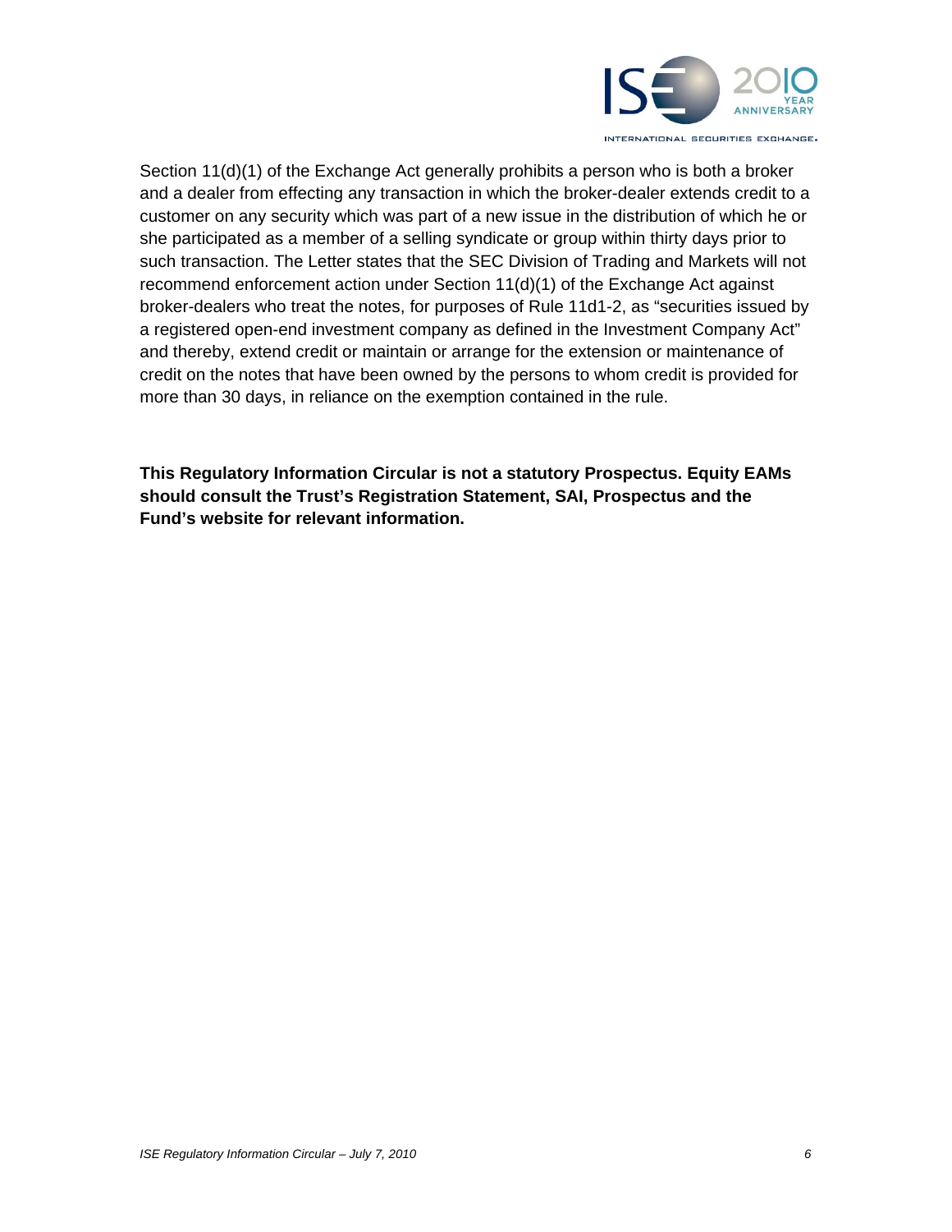Section 11(d)(1) of the Exchange Act generally prohibits a person who is both a broker and a dealer from effecting any transaction in which the broker-dealer extends credit to a customer on any security which was part of a new issue in the distribution of which he or she participated as a member of a selling syndicate or group within thirty days prior to such transaction. The Letter states that the SEC Division of Trading and Markets will not recommend enforcement action under Section 11(d)(1) of the Exchange Act against broker-dealers who treat the notes, for purposes of Rule 11d1-2, as "securities issued by a registered open-end investment company as defined in the Investment Company Act" and thereby, extend credit or maintain or arrange for the extension or maintenance of credit on the notes that have been owned by the persons to whom credit is provided for more than 30 days, in reliance on the exemption contained in the rule.

**This Regulatory Information Circular is not a statutory Prospectus. Equity EAMs should consult the Trust's Registration Statement, SAI, Prospectus and the Fund's website for relevant information.**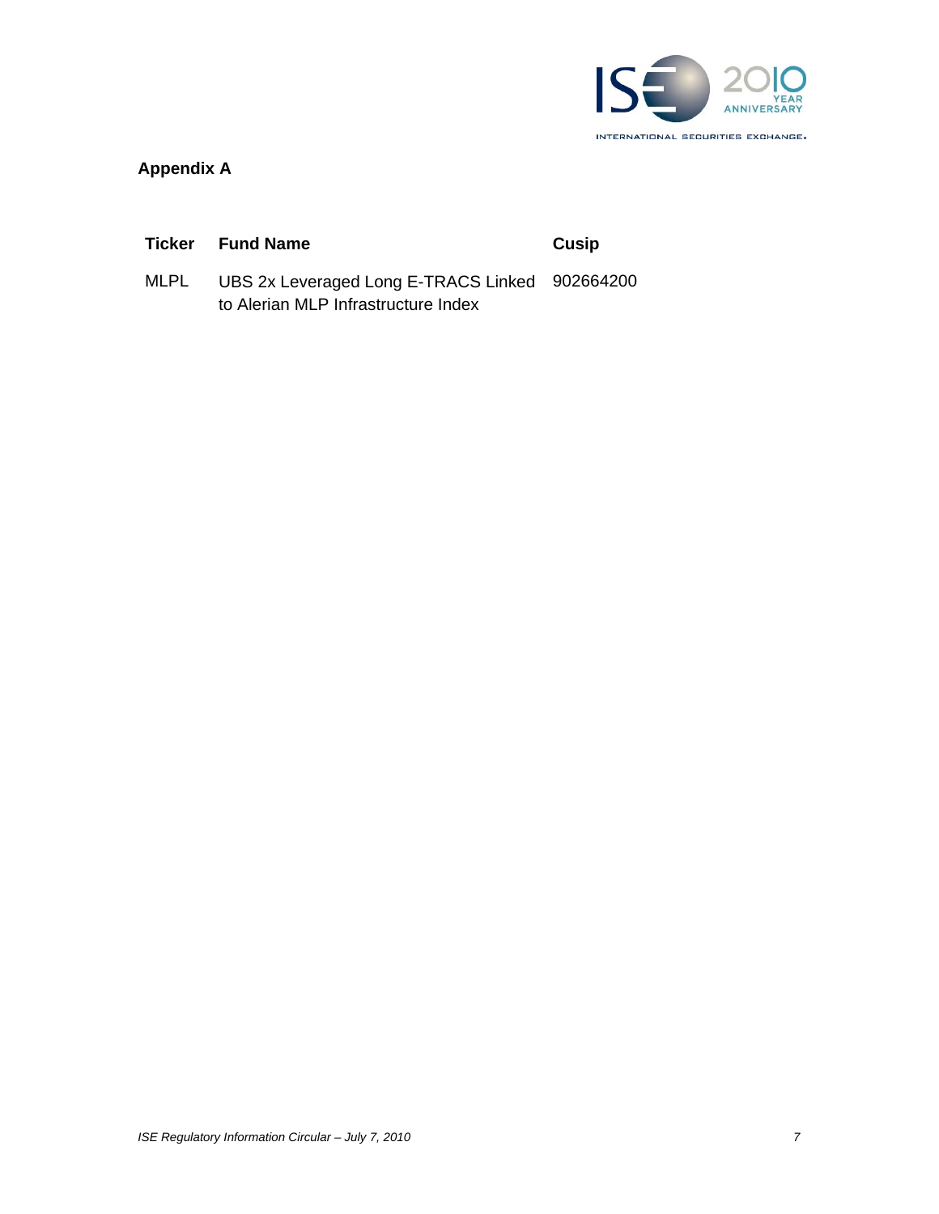## Appendix A

| Ticker | Fund Name | Cusip |
|---|---|---|
| MLPL | UBS 2x Leveraged Long E-TRACS Linked to Alerian MLP Infrastructure Index | 902664200 |